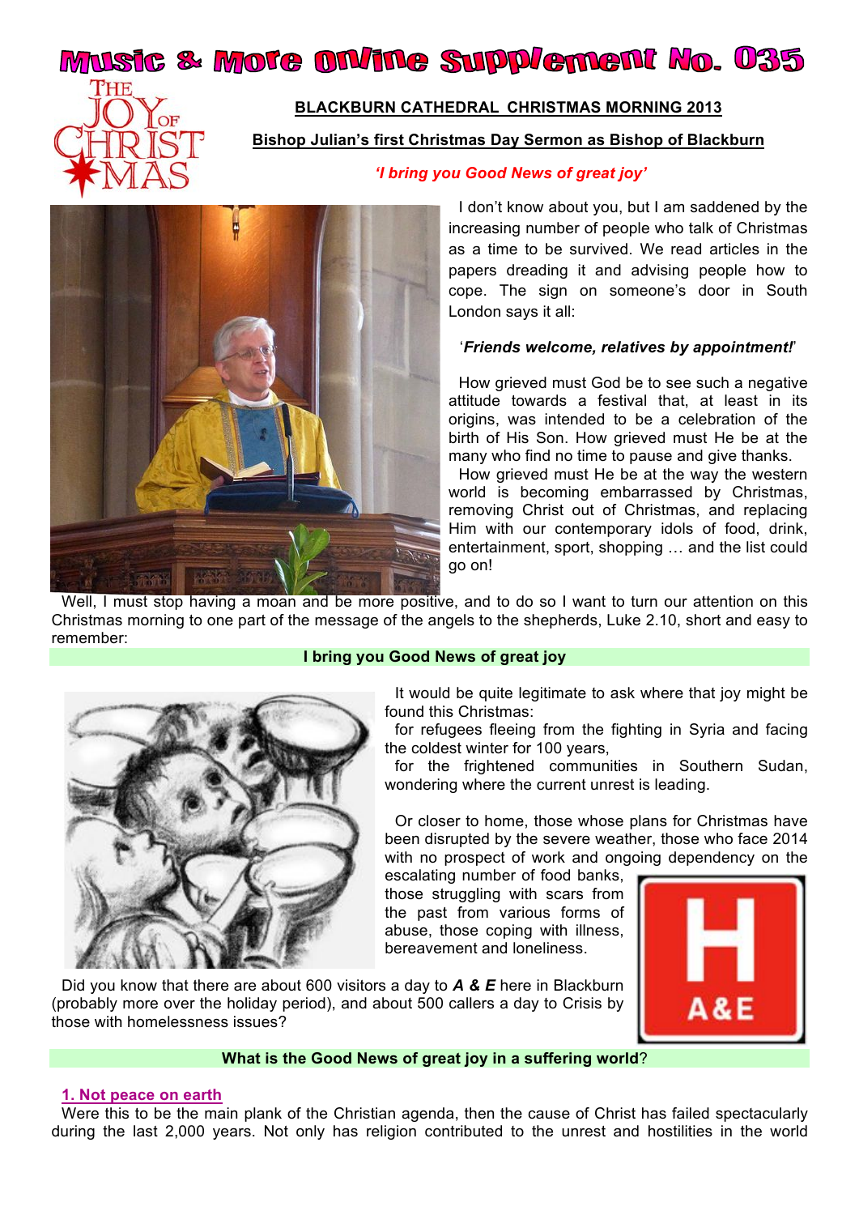# Music & More Online Supplement No. 035

THE JOY OF CHRISTMAS

**BLACKBURN CATHEDRAL CHRISTMAS MORNING 2013**

**Bishop Julian's first Christmas Day Sermon as Bishop of Blackburn**

***'I bring you Good News of great joy'***

I don't know about you, but I am saddened by the increasing number of people who talk of Christmas as a time to be survived. We read articles in the papers dreading it and advising people how to cope. The sign on someone's door in South London says it all:

'***Friends welcome, relatives by appointment!***'

How grieved must God be to see such a negative attitude towards a festival that, at least in its origins, was intended to be a celebration of the birth of His Son. How grieved must He be at the many who find no time to pause and give thanks.

How grieved must He be at the way the western world is becoming embarrassed by Christmas, removing Christ out of Christmas, and replacing Him with our contemporary idols of food, drink, entertainment, sport, shopping … and the list could go on!

Well, I must stop having a moan and be more positive, and to do so I want to turn our attention on this Christmas morning to one part of the message of the angels to the shepherds, Luke 2.10, short and easy to remember:

**I bring you Good News of great joy**

It would be quite legitimate to ask where that joy might be found this Christmas:

for refugees fleeing from the fighting in Syria and facing the coldest winter for 100 years,

for the frightened communities in Southern Sudan, wondering where the current unrest is leading.

Or closer to home, those whose plans for Christmas have been disrupted by the severe weather, those who face 2014 with no prospect of work and ongoing dependency on the escalating number of food banks, those struggling with scars from the past from various forms of abuse, those coping with illness, bereavement and loneliness.

Did you know that there are about 600 visitors a day to ***A & E*** here in Blackburn (probably more over the holiday period), and about 500 callers a day to Crisis by those with homelessness issues?

**What is the Good News of great joy in a suffering world**?

## 1. Not peace on earth

Were this to be the main plank of the Christian agenda, then the cause of Christ has failed spectacularly during the last 2,000 years. Not only has religion contributed to the unrest and hostilities in the world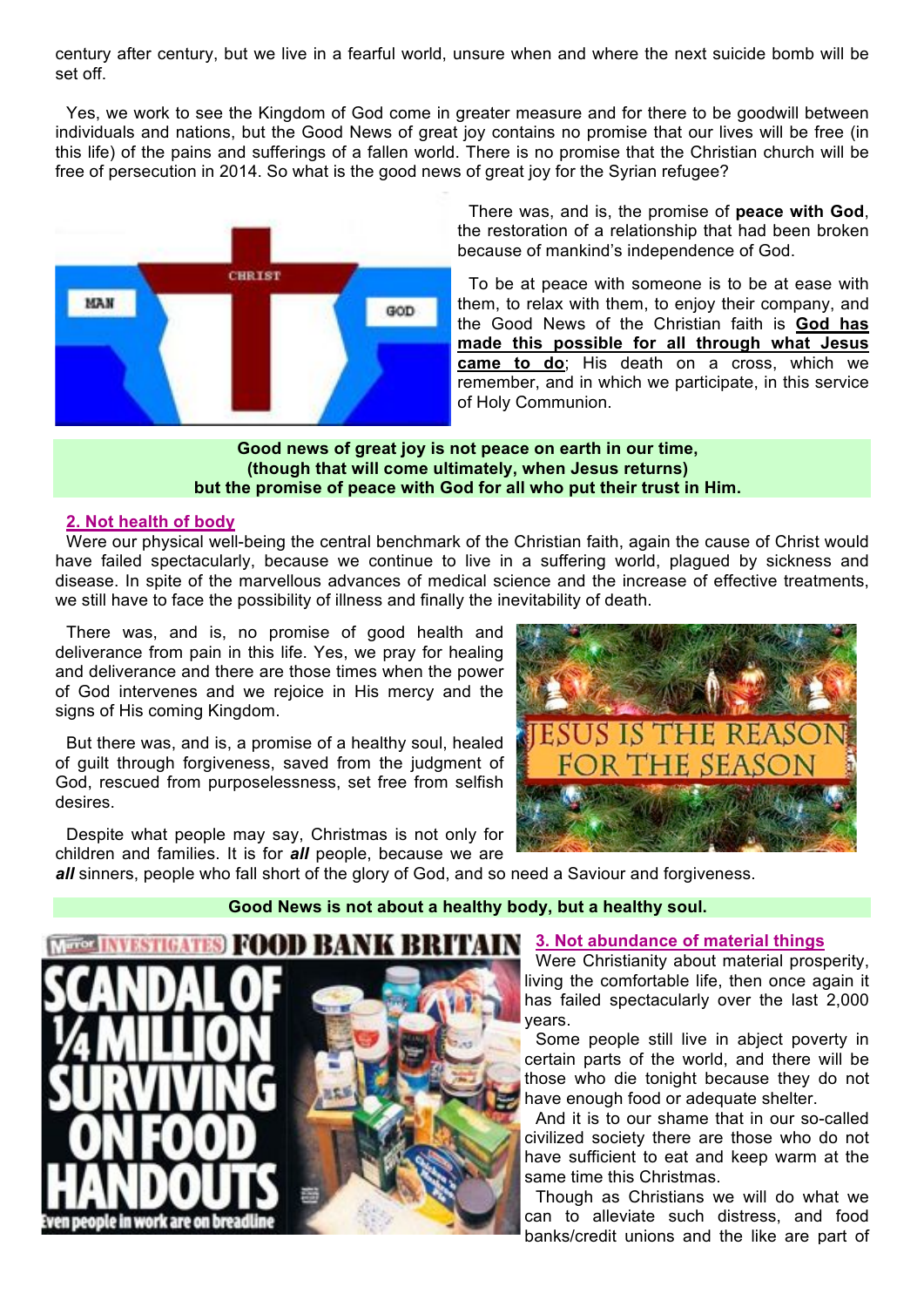century after century, but we live in a fearful world, unsure when and where the next suicide bomb will be set off.

Yes, we work to see the Kingdom of God come in greater measure and for there to be goodwill between individuals and nations, but the Good News of great joy contains no promise that our lives will be free (in this life) of the pains and sufferings of a fallen world. There is no promise that the Christian church will be free of persecution in 2014. So what is the good news of great joy for the Syrian refugee?

There was, and is, the promise of **peace with God**, the restoration of a relationship that had been broken because of mankind's independence of God.

To be at peace with someone is to be at ease with them, to relax with them, to enjoy their company, and the Good News of the Christian faith is **God has made this possible for all through what Jesus came to do**; His death on a cross, which we remember, and in which we participate, in this service of Holy Communion.

**Good news of great joy is not peace on earth in our time, (though that will come ultimately, when Jesus returns) but the promise of peace with God for all who put their trust in Him.**

## 2. Not health of body

Were our physical well-being the central benchmark of the Christian faith, again the cause of Christ would have failed spectacularly, because we continue to live in a suffering world, plagued by sickness and disease. In spite of the marvellous advances of medical science and the increase of effective treatments, we still have to face the possibility of illness and finally the inevitability of death.

There was, and is, no promise of good health and deliverance from pain in this life. Yes, we pray for healing and deliverance and there are those times when the power of God intervenes and we rejoice in His mercy and the signs of His coming Kingdom.

But there was, and is, a promise of a healthy soul, healed of guilt through forgiveness, saved from the judgment of God, rescued from purposelessness, set free from selfish desires.

Despite what people may say, Christmas is not only for children and families. It is for ***all*** people, because we are ***all*** sinners, people who fall short of the glory of God, and so need a Saviour and forgiveness.

**Good News is not about a healthy body, but a healthy soul.**

## 3. Not abundance of material things

Were Christianity about material prosperity, living the comfortable life, then once again it has failed spectacularly over the last 2,000 years.

Some people still live in abject poverty in certain parts of the world, and there will be those who die tonight because they do not have enough food or adequate shelter.

And it is to our shame that in our so-called civilized society there are those who do not have sufficient to eat and keep warm at the same time this Christmas.

Though as Christians we will do what we can to alleviate such distress, and food banks/credit unions and the like are part of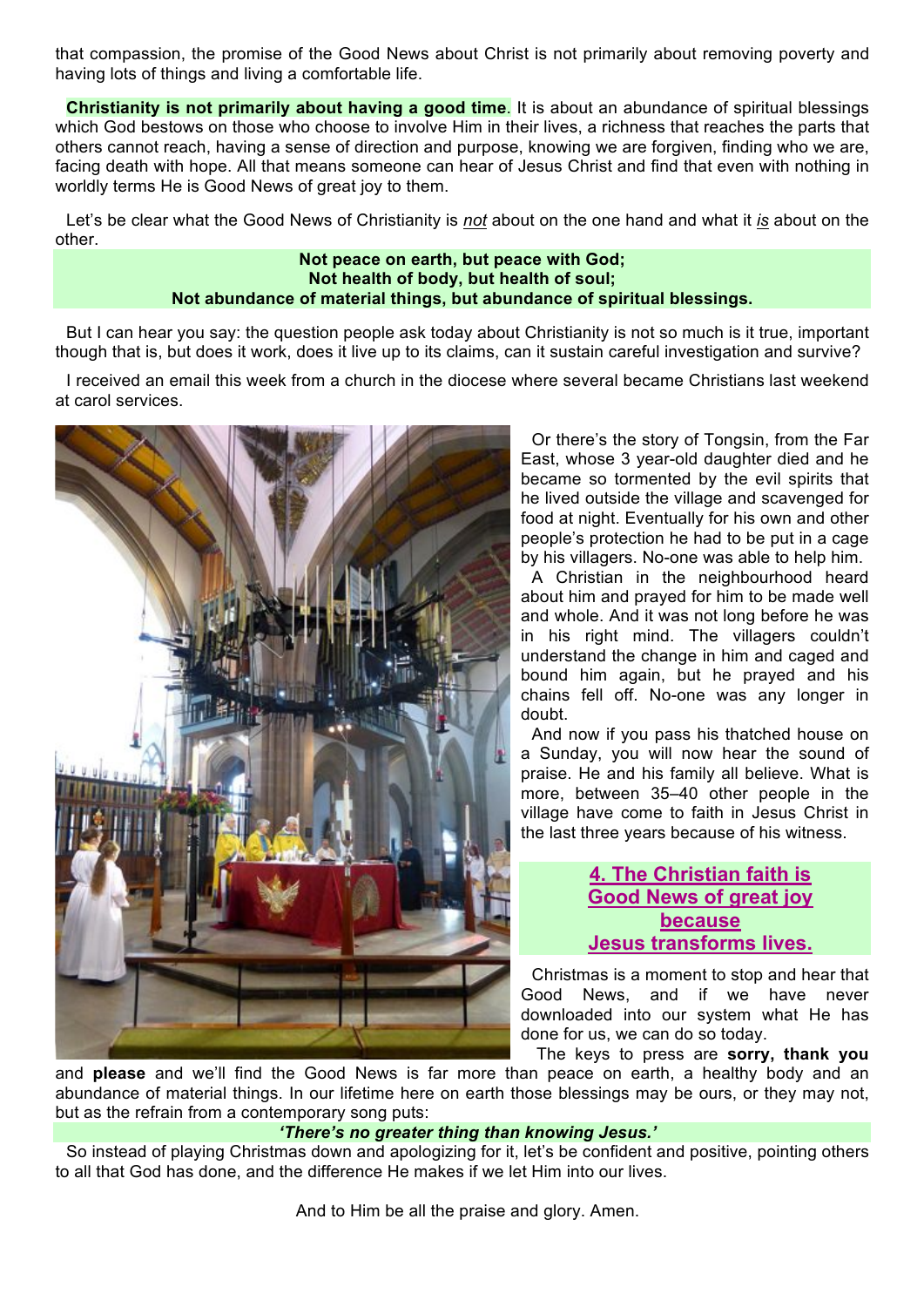that compassion, the promise of the Good News about Christ is not primarily about removing poverty and having lots of things and living a comfortable life.

**Christianity is not primarily about having a good time**. It is about an abundance of spiritual blessings which God bestows on those who choose to involve Him in their lives, a richness that reaches the parts that others cannot reach, having a sense of direction and purpose, knowing we are forgiven, finding who we are, facing death with hope. All that means someone can hear of Jesus Christ and find that even with nothing in worldly terms He is Good News of great joy to them.

Let's be clear what the Good News of Christianity is *not* about on the one hand and what it *is* about on the other.

**Not peace on earth, but peace with God;**
**Not health of body, but health of soul;**
**Not abundance of material things, but abundance of spiritual blessings.**

But I can hear you say: the question people ask today about Christianity is not so much is it true, important though that is, but does it work, does it live up to its claims, can it sustain careful investigation and survive?

I received an email this week from a church in the diocese where several became Christians last weekend at carol services.

Or there's the story of Tongsin, from the Far East, whose 3 year-old daughter died and he became so tormented by the evil spirits that he lived outside the village and scavenged for food at night. Eventually for his own and other people's protection he had to be put in a cage by his villagers. No-one was able to help him.

A Christian in the neighbourhood heard about him and prayed for him to be made well and whole. And it was not long before he was in his right mind. The villagers couldn't understand the change in him and caged and bound him again, but he prayed and his chains fell off. No-one was any longer in doubt.

And now if you pass his thatched house on a Sunday, you will now hear the sound of praise. He and his family all believe. What is more, between 35–40 other people in the village have come to faith in Jesus Christ in the last three years because of his witness.

## 4. The Christian faith is Good News of great joy because Jesus transforms lives.

Christmas is a moment to stop and hear that Good News, and if we have never downloaded into our system what He has done for us, we can do so today.

The keys to press are **sorry, thank you** and **please** and we'll find the Good News is far more than peace on earth, a healthy body and an abundance of material things. In our lifetime here on earth those blessings may be ours, or they may not, but as the refrain from a contemporary song puts:

***'There's no greater thing than knowing Jesus.'***

So instead of playing Christmas down and apologizing for it, let's be confident and positive, pointing others to all that God has done, and the difference He makes if we let Him into our lives.

And to Him be all the praise and glory. Amen.